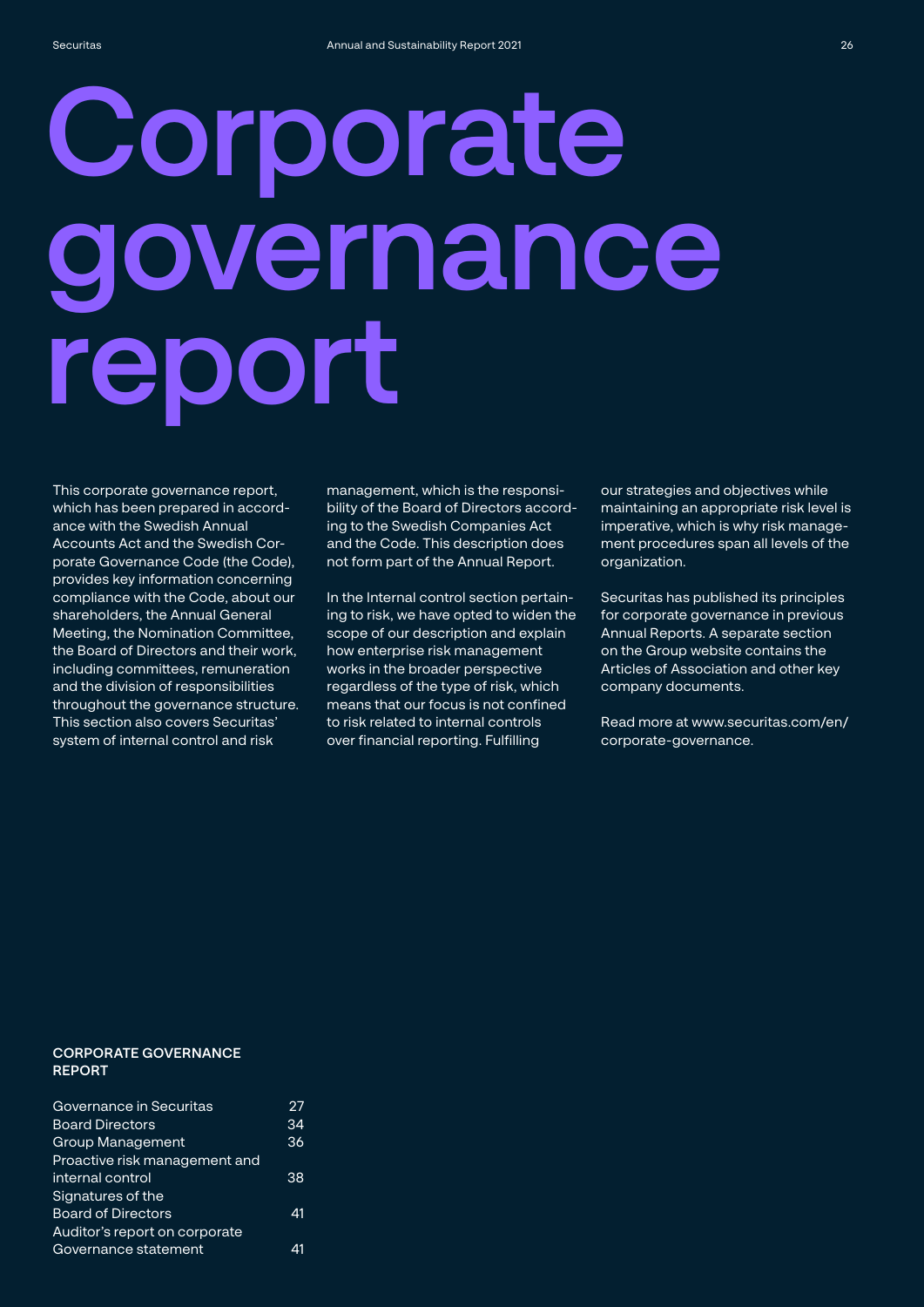# Corporate governance report

This corporate governance report, which has been prepared in accordance with the Swedish Annual Accounts Act and the Swedish Corporate Governance Code (the Code), provides key information concerning compliance with the Code, about our shareholders, the Annual General Meeting, the Nomination Committee, the Board of Directors and their work, including committees, remuneration and the division of responsibilities throughout the governance structure. This section also covers Securitas' system of internal control and risk management, which is the responsibility of the Board of Directors according to the Swedish Companies Act and the Code. This description does not form part of the Annual Report.

In the Internal control section pertaining to risk, we have opted to widen the scope of our description and explain how enterprise risk management works in the broader perspective regardless of the type of risk, which means that our focus is not confined to risk related to internal controls over financial reporting. Fulfilling our strategies and objectives while maintaining an appropriate risk level is imperative, which is why risk management procedures span all levels of the organization.

Securitas has published its principles for corporate governance in previous Annual Reports. A separate section on the Group website contains the Articles of Association and other key company documents.

Read more at www.securitas.com/en/corporate-governance.

**CORPORATE GOVERNANCE REPORT**

| | |
|---|---|
| Governance in Securitas | 27 |
| Board Directors | 34 |
| Group Management | 36 |
| Proactive risk management and internal control | 38 |
| Signatures of the Board of Directors | 41 |
| Auditor's report on corporate Governance statement | 41 |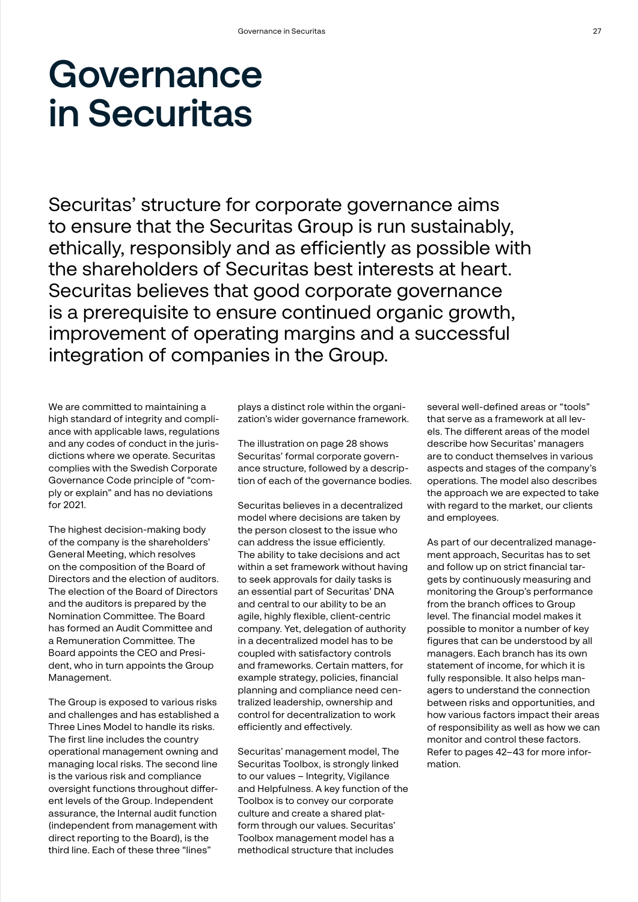# Governance in Securitas

Securitas' structure for corporate governance aims to ensure that the Securitas Group is run sustainably, ethically, responsibly and as efficiently as possible with the shareholders of Securitas best interests at heart. Securitas believes that good corporate governance is a prerequisite to ensure continued organic growth, improvement of operating margins and a successful integration of companies in the Group.

We are committed to maintaining a high standard of integrity and compliance with applicable laws, regulations and any codes of conduct in the jurisdictions where we operate. Securitas complies with the Swedish Corporate Governance Code principle of "comply or explain" and has no deviations for 2021.

The highest decision-making body of the company is the shareholders' General Meeting, which resolves on the composition of the Board of Directors and the election of auditors. The election of the Board of Directors and the auditors is prepared by the Nomination Committee. The Board has formed an Audit Committee and a Remuneration Committee. The Board appoints the CEO and President, who in turn appoints the Group Management.

The Group is exposed to various risks and challenges and has established a Three Lines Model to handle its risks. The first line includes the country operational management owning and managing local risks. The second line is the various risk and compliance oversight functions throughout different levels of the Group. Independent assurance, the Internal audit function (independent from management with direct reporting to the Board), is the third line. Each of these three "lines" plays a distinct role within the organization's wider governance framework.

The illustration on page 28 shows Securitas' formal corporate governance structure, followed by a description of each of the governance bodies.

Securitas believes in a decentralized model where decisions are taken by the person closest to the issue who can address the issue efficiently. The ability to take decisions and act within a set framework without having to seek approvals for daily tasks is an essential part of Securitas' DNA and central to our ability to be an agile, highly flexible, client-centric company. Yet, delegation of authority in a decentralized model has to be coupled with satisfactory controls and frameworks. Certain matters, for example strategy, policies, financial planning and compliance need centralized leadership, ownership and control for decentralization to work efficiently and effectively.

Securitas' management model, The Securitas Toolbox, is strongly linked to our values – Integrity, Vigilance and Helpfulness. A key function of the Toolbox is to convey our corporate culture and create a shared platform through our values. Securitas' Toolbox management model has a methodical structure that includes several well-defined areas or "tools" that serve as a framework at all levels. The different areas of the model describe how Securitas' managers are to conduct themselves in various aspects and stages of the company's operations. The model also describes the approach we are expected to take with regard to the market, our clients and employees.

As part of our decentralized management approach, Securitas has to set and follow up on strict financial targets by continuously measuring and monitoring the Group's performance from the branch offices to Group level. The financial model makes it possible to monitor a number of key figures that can be understood by all managers. Each branch has its own statement of income, for which it is fully responsible. It also helps managers to understand the connection between risks and opportunities, and how various factors impact their areas of responsibility as well as how we can monitor and control these factors. Refer to pages 42–43 for more information.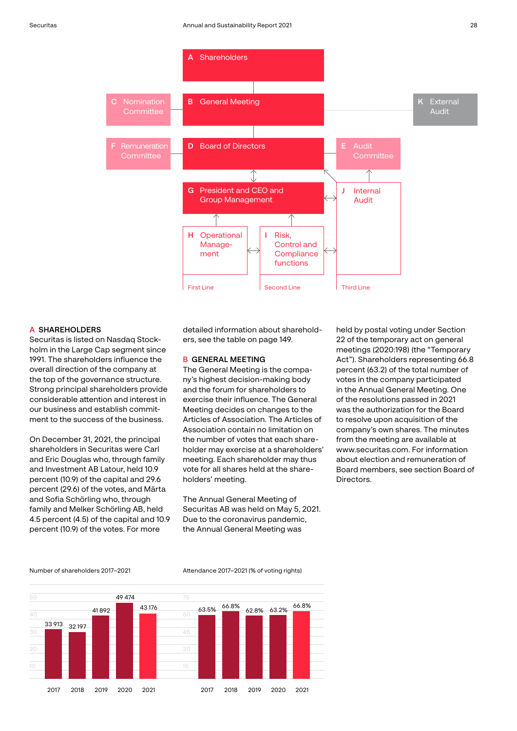A Shareholders

B General Meeting

C Nomination Committee

D Board of Directors

E Audit Committee

F Remuneration Committee

G President and CEO and Group Management

H Operational Management

I Risk, Control and Compliance functions

J Internal Audit

K External Audit

First Line | Second Line | Third Line

## A SHAREHOLDERS

Securitas is listed on Nasdaq Stockholm in the Large Cap segment since 1991. The shareholders influence the overall direction of the company at the top of the governance structure. Strong principal shareholders provide considerable attention and interest in our business and establish commitment to the success of the business.

On December 31, 2021, the principal shareholders in Securitas were Carl and Eric Douglas who, through family and Investment AB Latour, held 10.9 percent (10.9) of the capital and 29.6 percent (29.6) of the votes, and Märta and Sofia Schörling who, through family and Melker Schörling AB, held 4.5 percent (4.5) of the capital and 10.9 percent (10.9) of the votes. For more detailed information about shareholders, see the table on page 149.

## B GENERAL MEETING

The General Meeting is the company's highest decision-making body and the forum for shareholders to exercise their influence. The General Meeting decides on changes to the Articles of Association. The Articles of Association contain no limitation on the number of votes that each shareholder may exercise at a shareholders' meeting. Each shareholder may thus vote for all shares held at the shareholders' meeting.

The Annual General Meeting of Securitas AB was held on May 5, 2021. Due to the coronavirus pandemic, the Annual General Meeting was held by postal voting under Section 22 of the temporary act on general meetings (2020:198) (the "Temporary Act"). Shareholders representing 66.8 percent (63.2) of the total number of votes in the company participated in the Annual General Meeting. One of the resolutions passed in 2021 was the authorization for the Board to resolve upon acquisition of the company's own shares. The minutes from the meeting are available at www.securitas.com. For information about election and remuneration of Board members, see section Board of Directors.

Number of shareholders 2017–2021

| Year | Number of shareholders |
|---|---|
| 2017 | 33 913 |
| 2018 | 32 197 |
| 2019 | 41 892 |
| 2020 | 49 474 |
| 2021 | 43 176 |

Attendance 2017–2021 (% of voting rights)

| Year | Attendance |
|---|---|
| 2017 | 63.5% |
| 2018 | 66.8% |
| 2019 | 62.8% |
| 2020 | 63.2% |
| 2021 | 66.8% |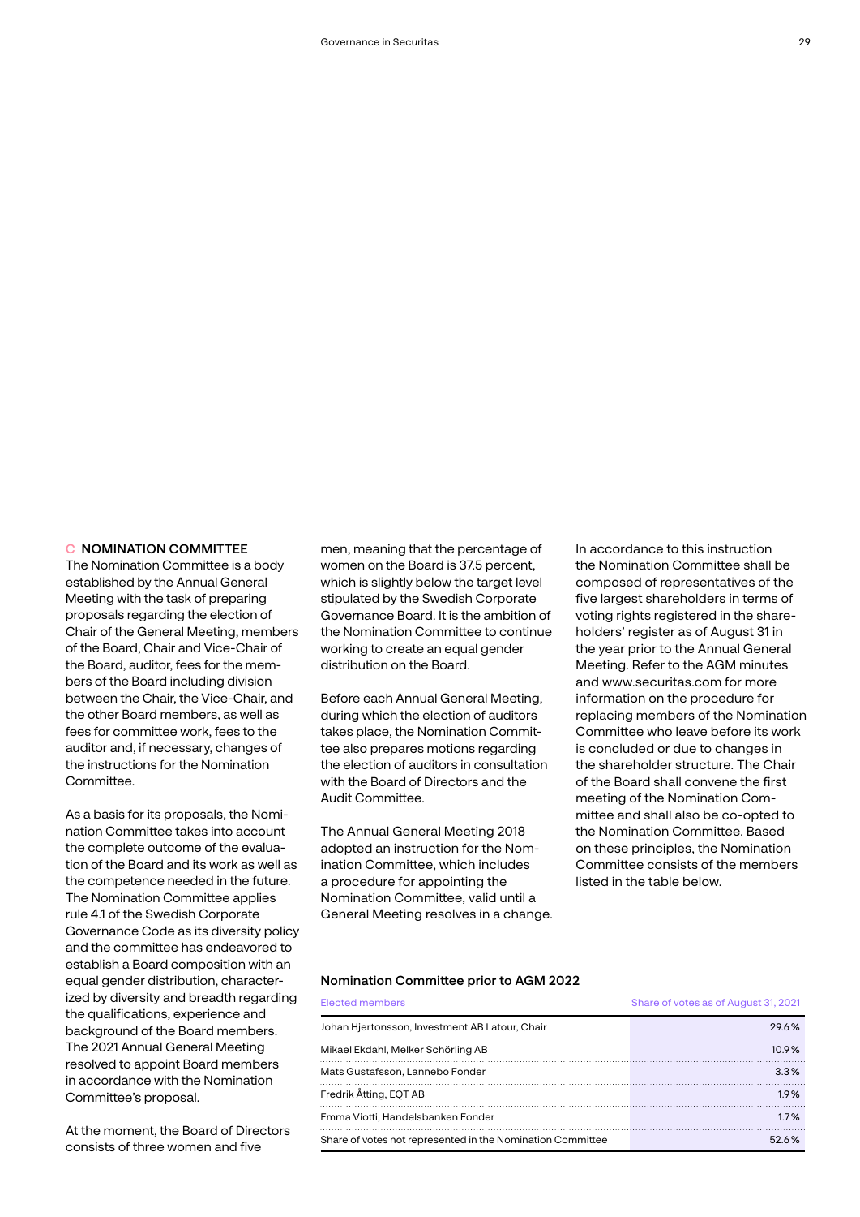## C NOMINATION COMMITTEE

The Nomination Committee is a body established by the Annual General Meeting with the task of preparing proposals regarding the election of Chair of the General Meeting, members of the Board, Chair and Vice-Chair of the Board, auditor, fees for the members of the Board including division between the Chair, the Vice-Chair, and the other Board members, as well as fees for committee work, fees to the auditor and, if necessary, changes of the instructions for the Nomination Committee.

As a basis for its proposals, the Nomination Committee takes into account the complete outcome of the evaluation of the Board and its work as well as the competence needed in the future. The Nomination Committee applies rule 4.1 of the Swedish Corporate Governance Code as its diversity policy and the committee has endeavored to establish a Board composition with an equal gender distribution, characterized by diversity and breadth regarding the qualifications, experience and background of the Board members. The 2021 Annual General Meeting resolved to appoint Board members in accordance with the Nomination Committee's proposal.

At the moment, the Board of Directors consists of three women and five men, meaning that the percentage of women on the Board is 37.5 percent, which is slightly below the target level stipulated by the Swedish Corporate Governance Board. It is the ambition of the Nomination Committee to continue working to create an equal gender distribution on the Board.

Before each Annual General Meeting, during which the election of auditors takes place, the Nomination Committee also prepares motions regarding the election of auditors in consultation with the Board of Directors and the Audit Committee.

The Annual General Meeting 2018 adopted an instruction for the Nomination Committee, which includes a procedure for appointing the Nomination Committee, valid until a General Meeting resolves in a change.

In accordance with this instruction the Nomination Committee shall be composed of representatives of the five largest shareholders in terms of voting rights registered in the shareholders' register as of August 31 in the year prior to the Annual General Meeting. Refer to the AGM minutes and www.securitas.com for more information on the procedure for replacing members of the Nomination Committee who leave before its work is concluded or due to changes in the shareholder structure. The Chair of the Board shall convene the first meeting of the Nomination Committee and shall also be co-opted to the Nomination Committee. Based on these principles, the Nomination Committee consists of the members listed in the table below.

### Nomination Committee prior to AGM 2022

| Elected members | Share of votes as of August 31, 2021 |
|---|---|
| Johan Hjertonsson, Investment AB Latour, Chair | 29.6% |
| Mikael Ekdahl, Melker Schörling AB | 10.9% |
| Mats Gustafsson, Lannebo Fonder | 3.3% |
| Fredrik Åtting, EQT AB | 1.9% |
| Emma Viotti, Handelsbanken Fonder | 1.7% |
| Share of votes not represented in the Nomination Committee | 52.6% |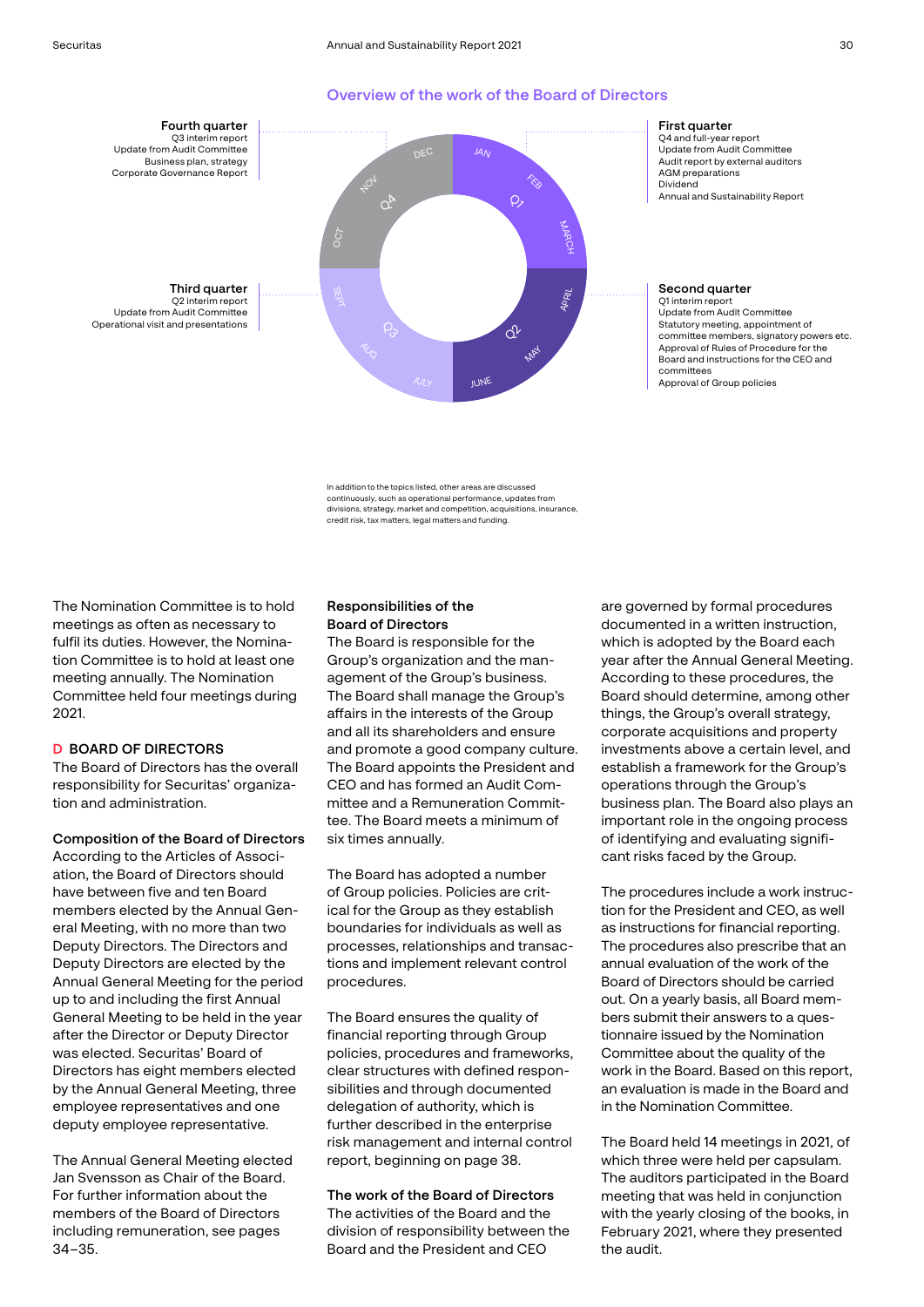## Overview of the work of the Board of Directors

**First quarter**
Q4 and full-year report
Update from Audit Committee
Audit report by external auditors
AGM preparations
Dividend
Annual and Sustainability Report

**Second quarter**
Q1 interim report
Update from Audit Committee
Statutory meeting, appointment of committee members, signatory powers etc.
Approval of Rules of Procedure for the Board and instructions for the CEO and committees
Approval of Group policies

**Third quarter**
Q2 interim report
Update from Audit Committee
Operational visit and presentations

**Fourth quarter**
Q3 interim report
Update from Audit Committee
Business plan, strategy
Corporate Governance Report

In addition to the topics listed, other areas are discussed continuously, such as operational performance, updates from divisions, strategy, market and competition, acquisitions, insurance, credit risk, tax matters, legal matters and funding.

The Nomination Committee is to hold meetings as often as necessary to fulfil its duties. However, the Nomination Committee is to hold at least one meeting annually. The Nomination Committee held four meetings during 2021.

### D BOARD OF DIRECTORS

The Board of Directors has the overall responsibility for Securitas' organization and administration.

**Composition of the Board of Directors**
According to the Articles of Association, the Board of Directors should have between five and ten Board members elected by the Annual General Meeting, with no more than two Deputy Directors. The Directors and Deputy Directors are elected by the Annual General Meeting for the period up to and including the first Annual General Meeting to be held in the year after the Director or Deputy Director was elected. Securitas' Board of Directors has eight members elected by the Annual General Meeting, three employee representatives and one deputy employee representative.

The Annual General Meeting elected Jan Svensson as Chair of the Board. For further information about the members of the Board of Directors including remuneration, see pages 34–35.

**Responsibilities of the Board of Directors**
The Board is responsible for the Group's organization and the management of the Group's business. The Board shall manage the Group's affairs in the interests of the Group and all its shareholders and ensure and promote a good company culture. The Board appoints the President and CEO and has formed an Audit Committee and a Remuneration Committee. The Board meets a minimum of six times annually.

The Board has adopted a number of Group policies. Policies are critical for the Group as they establish boundaries for individuals as well as processes, relationships and transactions and implement relevant control procedures.

The Board ensures the quality of financial reporting through Group policies, procedures and frameworks, clear structures with defined responsibilities and through documented delegation of authority, which is further described in the enterprise risk management and internal control report, beginning on page 38.

**The work of the Board of Directors**
The activities of the Board and the division of responsibility between the Board and the President and CEO are governed by formal procedures documented in a written instruction, which is adopted by the Board each year after the Annual General Meeting. According to these procedures, the Board should determine, among other things, the Group's overall strategy, corporate acquisitions and property investments above a certain level, and establish a framework for the Group's operations through the Group's business plan. The Board also plays an important role in the ongoing process of identifying and evaluating significant risks faced by the Group.

The procedures include a work instruction for the President and CEO, as well as instructions for financial reporting. The procedures also prescribe that an annual evaluation of the work of the Board of Directors should be carried out. On a yearly basis, all Board members submit their answers to a questionnaire issued by the Nomination Committee about the quality of the work in the Board. Based on this report, an evaluation is made in the Board and in the Nomination Committee.

The Board held 14 meetings in 2021, of which three were held per capsulam. The auditors participated in the Board meeting that was held in conjunction with the yearly closing of the books, in February 2021, where they presented the audit.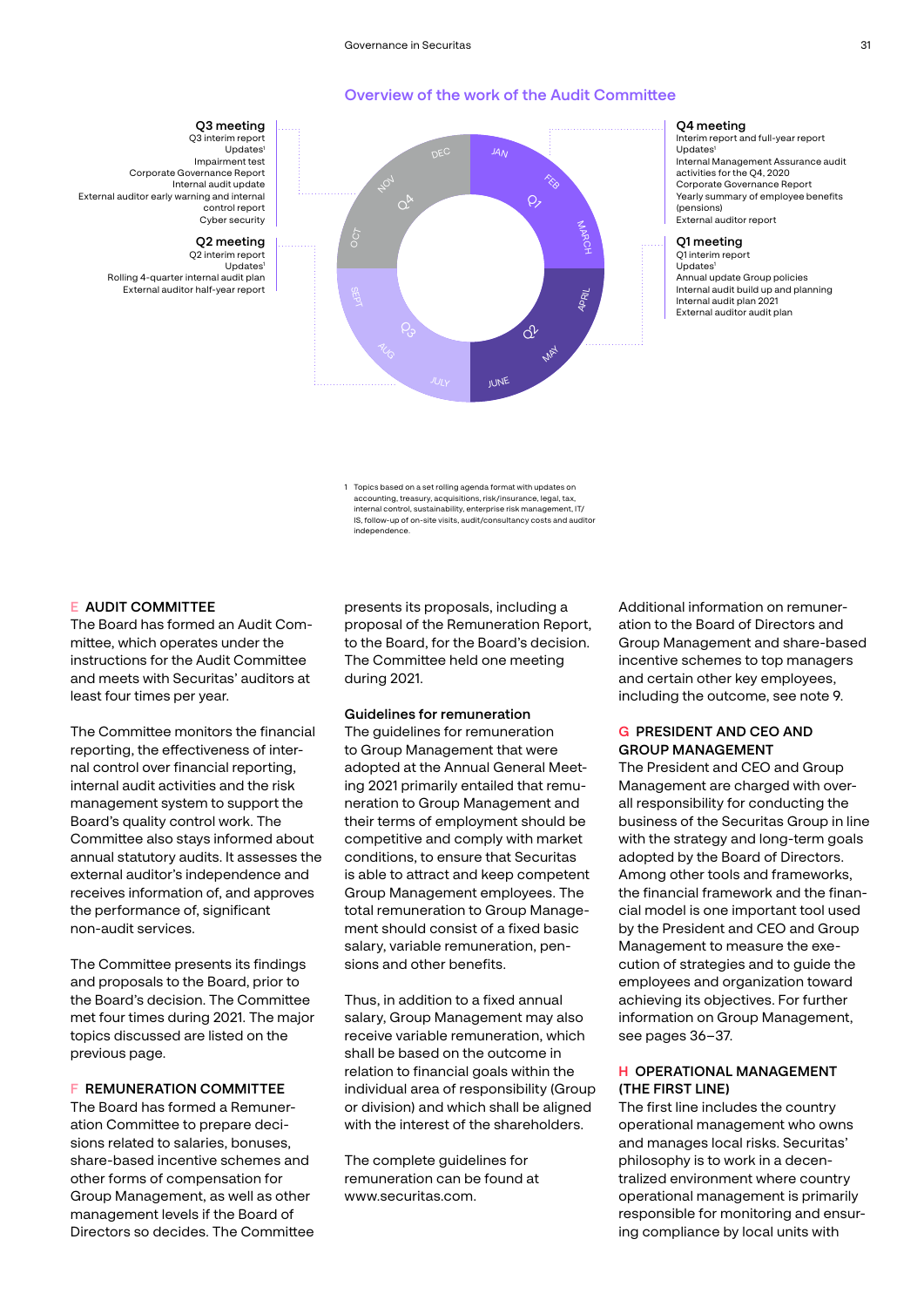## Overview of the work of the Audit Committee

**Q3 meeting**
Q3 interim report
Updates[1]
Impairment test
Corporate Governance Report
Internal audit update
External auditor early warning and internal control report
Cyber security

**Q2 meeting**
Q2 interim report
Updates[1]
Rolling 4-quarter internal audit plan
External auditor half-year report

**Q4 meeting**
Interim report and full-year report
Updates[1]
Internal Management Assurance audit activities for the Q4, 2020
Corporate Governance Report
Yearly summary of employee benefits (pensions)
External auditor report

**Q1 meeting**
Q1 interim report
Updates[1]
Annual update Group policies
Internal audit build up and planning
Internal audit plan 2021
External auditor audit plan

1 Topics based on a set rolling agenda format with updates on accounting, treasury, acquisitions, risk/insurance, legal, tax, internal control, sustainability, enterprise risk management, IT/IS, follow-up of on-site visits, audit/consultancy costs and auditor independence.

### E AUDIT COMMITTEE

The Board has formed an Audit Committee, which operates under the instructions for the Audit Committee and meets with Securitas' auditors at least four times per year.

The Committee monitors the financial reporting, the effectiveness of internal control over financial reporting, internal audit activities and the risk management system to support the Board's quality control work. The Committee also stays informed about annual statutory audits. It assesses the external auditor's independence and receives information of, and approves the performance of, significant non-audit services.

The Committee presents its findings and proposals to the Board, prior to the Board's decision. The Committee met four times during 2021. The major topics discussed are listed on the previous page.

### F REMUNERATION COMMITTEE

The Board has formed a Remuneration Committee to prepare decisions related to salaries, bonuses, share-based incentive schemes and other forms of compensation for Group Management, as well as other management levels if the Board of Directors so decides. The Committee presents its proposals, including a proposal of the Remuneration Report, to the Board, for the Board's decision. The Committee held one meeting during 2021.

**Guidelines for remuneration**

The guidelines for remuneration to Group Management that were adopted at the Annual General Meeting 2021 primarily entailed that remuneration to Group Management and their terms of employment should be competitive and comply with market conditions, to ensure that Securitas is able to attract and keep competent Group Management employees. The total remuneration to Group Management should consist of a fixed basic salary, variable remuneration, pensions and other benefits.

Thus, in addition to a fixed annual salary, Group Management may also receive variable remuneration, which shall be based on the outcome in relation to financial goals within the individual area of responsibility (Group or division) and which shall be aligned with the interest of the shareholders.

The complete guidelines for remuneration can be found at www.securitas.com.

Additional information on remuneration to the Board of Directors and Group Management and share-based incentive schemes to top managers and certain other key employees, including the outcome, see note 9.

### G PRESIDENT AND CEO AND GROUP MANAGEMENT

The President and CEO and Group Management are charged with overall responsibility for conducting the business of the Securitas Group in line with the strategy and long-term goals adopted by the Board of Directors. Among other tools and frameworks, the financial framework and the financial model is one important tool used by the President and CEO and Group Management to measure the execution of strategies and to guide the employees and organization toward achieving its objectives. For further information on Group Management, see pages 36–37.

### H OPERATIONAL MANAGEMENT (THE FIRST LINE)

The first line includes the country operational management who owns and manages local risks. Securitas' philosophy is to work in a decentralized environment where country operational management is primarily responsible for monitoring and ensuring compliance by local units with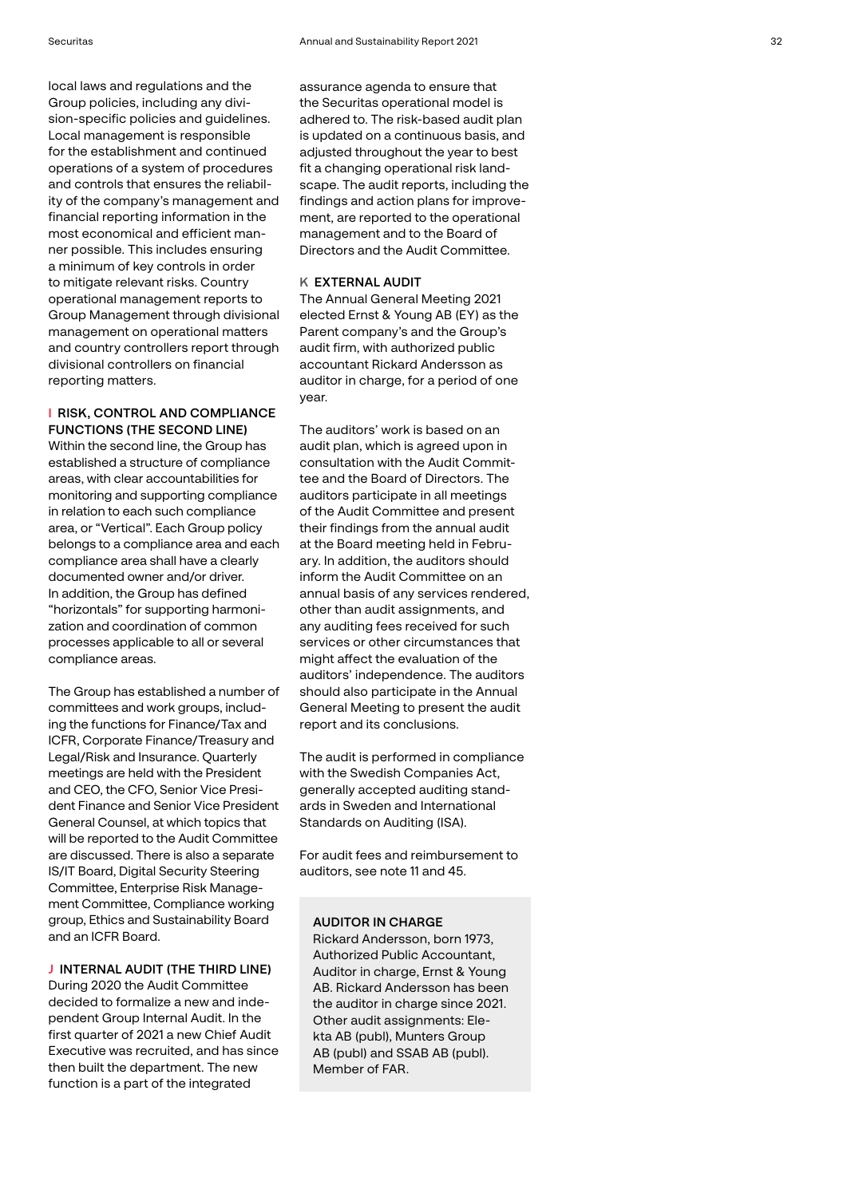local laws and regulations and the Group policies, including any division-specific policies and guidelines. Local management is responsible for the establishment and continued operations of a system of procedures and controls that ensures the reliability of the company's management and financial reporting information in the most economical and efficient manner possible. This includes ensuring a minimum of key controls in order to mitigate relevant risks. Country operational management reports to Group Management through divisional management on operational matters and country controllers report through divisional controllers on financial reporting matters.

### I RISK, CONTROL AND COMPLIANCE FUNCTIONS (THE SECOND LINE)

Within the second line, the Group has established a structure of compliance areas, with clear accountabilities for monitoring and supporting compliance in relation to each such compliance area, or "Vertical". Each Group policy belongs to a compliance area and each compliance area shall have a clearly documented owner and/or driver. In addition, the Group has defined "horizontals" for supporting harmonization and coordination of common processes applicable to all or several compliance areas.

The Group has established a number of committees and work groups, including the functions for Finance/Tax and ICFR, Corporate Finance/Treasury and Legal/Risk and Insurance. Quarterly meetings are held with the President and CEO, the CFO, Senior Vice President Finance and Senior Vice President General Counsel, at which topics that will be reported to the Audit Committee are discussed. There is also a separate IS/IT Board, Digital Security Steering Committee, Enterprise Risk Management Committee, Compliance working group, Ethics and Sustainability Board and an ICFR Board.

### J INTERNAL AUDIT (THE THIRD LINE)

During 2020 the Audit Committee decided to formalize a new and independent Group Internal Audit. In the first quarter of 2021 a new Chief Audit Executive was recruited, and has since then built the department. The new function is a part of the integrated assurance agenda to ensure that the Securitas operational model is adhered to. The risk-based audit plan is updated on a continuous basis, and adjusted throughout the year to best fit a changing operational risk landscape. The audit reports, including the findings and action plans for improvement, are reported to the operational management and to the Board of Directors and the Audit Committee.

### K EXTERNAL AUDIT

The Annual General Meeting 2021 elected Ernst & Young AB (EY) as the Parent company's and the Group's audit firm, with authorized public accountant Rickard Andersson as auditor in charge, for a period of one year.

The auditors' work is based on an audit plan, which is agreed upon in consultation with the Audit Committee and the Board of Directors. The auditors participate in all meetings of the Audit Committee and present their findings from the annual audit at the Board meeting held in February. In addition, the auditors should inform the Audit Committee on an annual basis of any services rendered, other than audit assignments, and any auditing fees received for such services or other circumstances that might affect the evaluation of the auditors' independence. The auditors should also participate in the Annual General Meeting to present the audit report and its conclusions.

The audit is performed in compliance with the Swedish Companies Act, generally accepted auditing standards in Sweden and International Standards on Auditing (ISA).

For audit fees and reimbursement to auditors, see note 11 and 45.

#### AUDITOR IN CHARGE

Rickard Andersson, born 1973, Authorized Public Accountant, Auditor in charge, Ernst & Young AB. Rickard Andersson has been the auditor in charge since 2021. Other audit assignments: Elekta AB (publ), Munters Group AB (publ) and SSAB AB (publ). Member of FAR.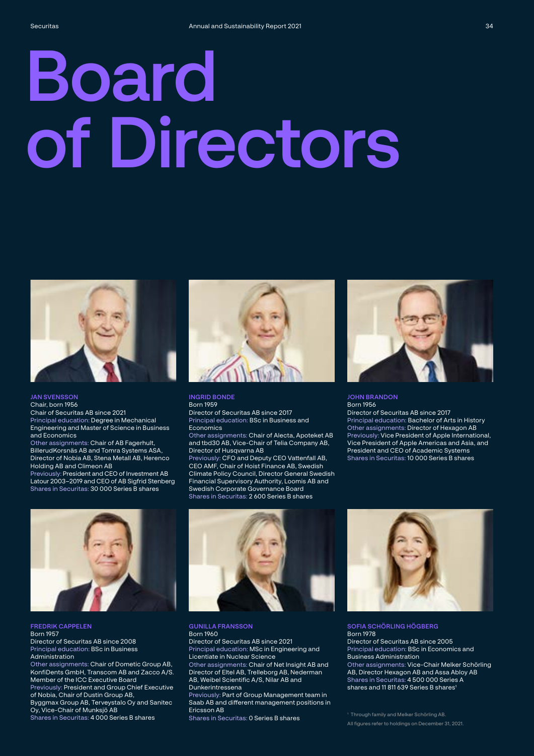# Board of Directors

**JAN SVENSSON**
Chair, born 1956
Chair of Securitas AB since 2021
Principal education: Degree in Mechanical Engineering and Master of Science in Business and Economics
Other assignments: Chair of AB Fagerhult, BillerudKorsnäs AB and Tomra Systems ASA, Director of Nobia AB, Stena Metall AB, Herenco Holding AB and Climeon AB
Previously: President and CEO of Investment AB Latour 2003–2019 and CEO of AB Sigfrid Stenberg
Shares in Securitas: 30 000 Series B shares

**INGRID BONDE**
Born 1959
Director of Securitas AB since 2017
Principal education: BSc in Business and Economics
Other assignments: Chair of Alecta, Apoteket AB and tbd30 AB, Vice-Chair of Telia Company AB, Director of Husqvarna AB
Previously: CFO and Deputy CEO Vattenfall AB, CEO AMF, Chair of Hoist Finance AB, Swedish Climate Policy Council, Director General Swedish Financial Supervisory Authority, Loomis AB and Swedish Corporate Governance Board
Shares in Securitas: 2 600 Series B shares

**JOHN BRANDON**
Born 1956
Director of Securitas AB since 2017
Principal education: Bachelor of Arts in History
Other assignments: Director of Hexagon AB
Previously: Vice President of Apple International, Vice President of Apple Americas and Asia, and President and CEO of Academic Systems
Shares in Securitas: 10 000 Series B shares

**FREDRIK CAPPELEN**
Born 1957
Director of Securitas AB since 2008
Principal education: BSc in Business Administration
Other assignments: Chair of Dometic Group AB, KonfiDents GmbH, Transcom AB and Zacco A/S. Member of the ICC Executive Board
Previously: President and Group Chief Executive of Nobia, Chair of Dustin Group AB, Byggmax Group AB, Terveystalo Oy and Sanitec Oy, Vice-Chair of Munksjö AB
Shares in Securitas: 4 000 Series B shares

**GUNILLA FRANSSON**
Born 1960
Director of Securitas AB since 2021
Principal education: MSc in Engineering and Licentiate in Nuclear Science
Other assignments: Chair of Net Insight AB and Director of Eltel AB, Trelleborg AB, Nederman AB, Weibel Scientific A/S, Nilar AB and Dunkerintressena
Previously: Part of Group Management team in Saab AB and different management positions in Ericsson AB
Shares in Securitas: 0 Series B shares

**SOFIA SCHÖRLING HÖGBERG**
Born 1978
Director of Securitas AB since 2005
Principal education: BSc in Economics and Business Administration
Other assignments: Vice-Chair Melker Schörling AB, Director Hexagon AB and Assa Abloy AB
Shares in Securitas: 4 500 000 Series A shares and 11 811 639 Series B shares[1]

[1] Through family and Melker Schörling AB.

All figures refer to holdings on December 31, 2021.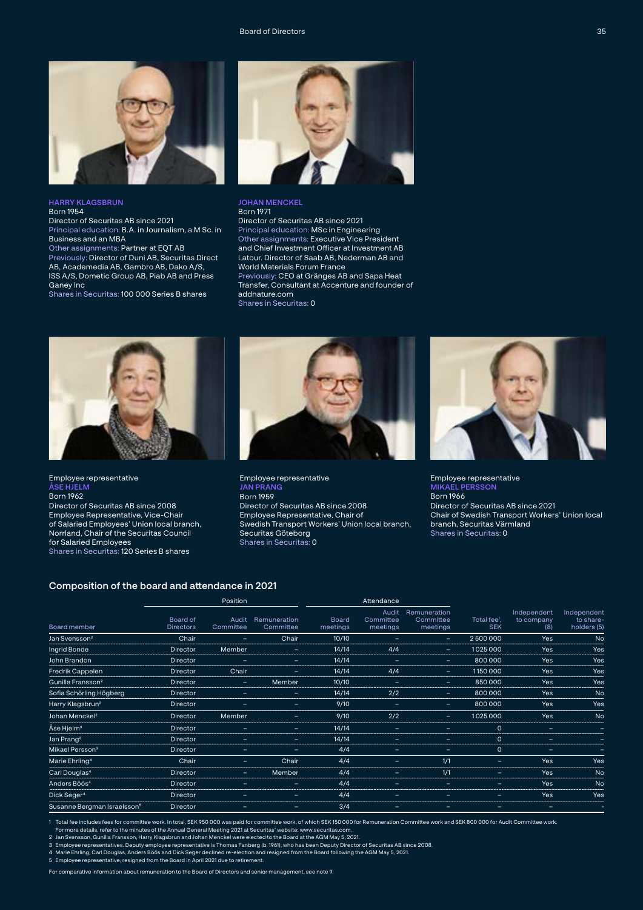**HARRY KLAGSBRUN**
Born 1954
Director of Securitas AB since 2021
Principal education: B.A. in Journalism, a M Sc. in Business and an MBA
Other assignments: Partner at EQT AB
Previously: Director of Duni AB, Securitas Direct AB, Academedia AB, Gambro AB, Dako A/S, ISS A/S, Dometic Group AB, Piab AB and Press Ganey Inc
Shares in Securitas: 100 000 Series B shares

**JOHAN MENCKEL**
Born 1971
Director of Securitas AB since 2021
Principal education: MSc in Engineering
Other assignments: Executive Vice President and Chief Investment Officer at Investment AB Latour. Director of Saab AB, Nederman AB and World Materials Forum France
Previously: CEO at Gränges AB and Sapa Heat Transfer, Consultant at Accenture and founder of addnature.com
Shares in Securitas: 0

Employee representative
**ÅSE HJELM**
Born 1962
Director of Securitas AB since 2008
Employee Representative, Vice-Chair of Salaried Employees' Union local branch, Norrland, Chair of the Securitas Council for Salaried Employees
Shares in Securitas: 120 Series B shares

Employee representative
**JAN PRANG**
Born 1959
Director of Securitas AB since 2008
Employee Representative, Chair of Swedish Transport Workers' Union local branch, Securitas Göteborg
Shares in Securitas: 0

Employee representative
**MIKAEL PERSSON**
Born 1966
Director of Securitas AB since 2021
Chair of Swedish Transport Workers' Union local branch, Securitas Värmland
Shares in Securitas: 0

## Composition of the board and attendance in 2021

| | Position | | | Attendance | | | | | |
|---|---|---|---|---|---|---|---|---|---|
| Board member | Board of Directors | Audit Committee | Remuneration Committee | Board meetings | Audit Committee meetings | Remuneration Committee meetings | Total fee[1], SEK | Independent to company (8) | Independent to share-holders (5) |
| Jan Svensson[2] | Chair | – | Chair | 10/10 | – | – | 2 500 000 | Yes | No |
| Ingrid Bonde | Director | Member | – | 14/14 | 4/4 | – | 1 025 000 | Yes | Yes |
| John Brandon | Director | – | – | 14/14 | – | – | 800 000 | Yes | Yes |
| Fredrik Cappelen | Director | Chair | – | 14/14 | 4/4 | – | 1 150 000 | Yes | Yes |
| Gunilla Fransson[2] | Director | – | Member | 10/10 | – | – | 850 000 | Yes | Yes |
| Sofia Schörling Högberg | Director | – | – | 14/14 | 2/2 | – | 800 000 | Yes | No |
| Harry Klagsbrun[2] | Director | – | – | 9/10 | – | – | 800 000 | Yes | Yes |
| Johan Menckel[2] | Director | Member | – | 9/10 | 2/2 | – | 1 025 000 | Yes | No |
| Åse Hjelm[3] | Director | – | – | 14/14 | – | – | 0 | – | – |
| Jan Prang[3] | Director | – | – | 14/14 | – | – | 0 | – | – |
| Mikael Persson[3] | Director | – | – | 4/4 | – | – | 0 | – | – |
| Marie Ehrling[4] | Chair | – | Chair | 4/4 | – | 1/1 | – | Yes | Yes |
| Carl Douglas[4] | Director | – | Member | 4/4 | – | 1/1 | – | Yes | No |
| Anders Böös[4] | Director | – | – | 4/4 | – | – | – | Yes | No |
| Dick Seger[4] | Director | – | – | 4/4 | – | – | – | Yes | Yes |
| Susanne Bergman Israelsson[5] | Director | – | – | 3/4 | – | – | – | – | – |

1 Total fee includes fees for committee work. In total, SEK 950 000 was paid for committee work, of which SEK 150 000 for Remuneration Committee work and SEK 800 000 for Audit Committee work. For more details, refer to the minutes of the Annual General Meeting 2021 at Securitas' website: www.securitas.com.
2 Jan Svensson, Gunilla Fransson, Harry Klagsbrun and Johan Menckel were elected to the Board at the AGM May 5, 2021.
3 Employee representatives. Deputy employee representative is Thomas Fanberg (b. 1961), who has been Deputy Director of Securitas AB since 2008.
4 Marie Ehrling, Carl Douglas, Anders Böös and Dick Seger declined re-election and resigned from the Board following the AGM May 5, 2021.
5 Employee representative, resigned from the Board in April 2021 due to retirement.

For comparative information about remuneration to the Board of Directors and senior management, see note 9.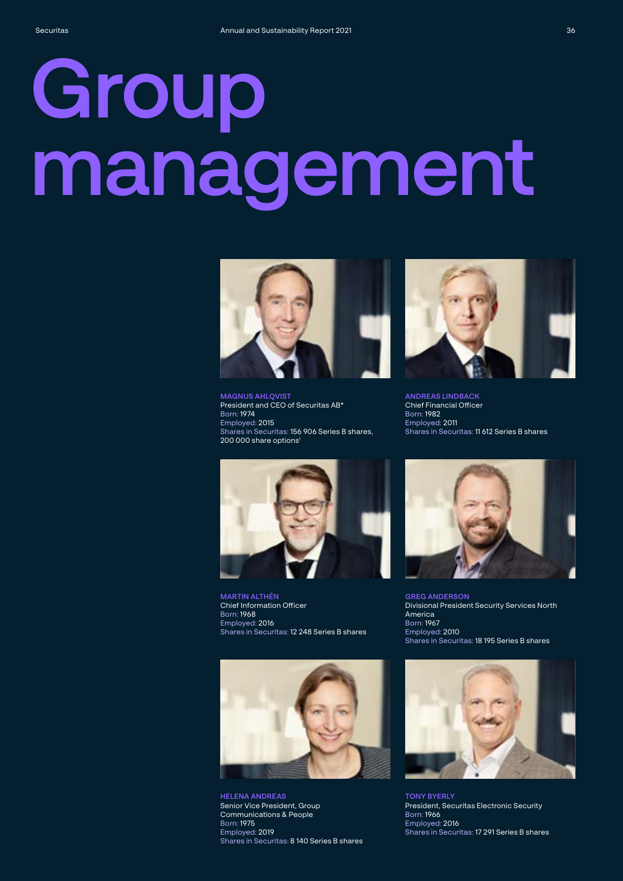# Group management

**MAGNUS AHLQVIST**
President and CEO of Securitas AB*
Born: 1974
Employed: 2015
Shares in Securitas: 156 906 Series B shares, 200 000 share options[1]

**ANDREAS LINDBACK**
Chief Financial Officer
Born: 1982
Employed: 2011
Shares in Securitas: 11 612 Series B shares

**MARTIN ALTHÉN**
Chief Information Officer
Born: 1968
Employed: 2016
Shares in Securitas: 12 248 Series B shares

**GREG ANDERSON**
Divisional President Security Services North America
Born: 1967
Employed: 2010
Shares in Securitas: 18 195 Series B shares

**HELENA ANDREAS**
Senior Vice President, Group Communications & People
Born: 1975
Employed: 2019
Shares in Securitas: 8 140 Series B shares

**TONY BYERLY**
President, Securitas Electronic Security
Born: 1966
Employed: 2016
Shares in Securitas: 17 291 Series B shares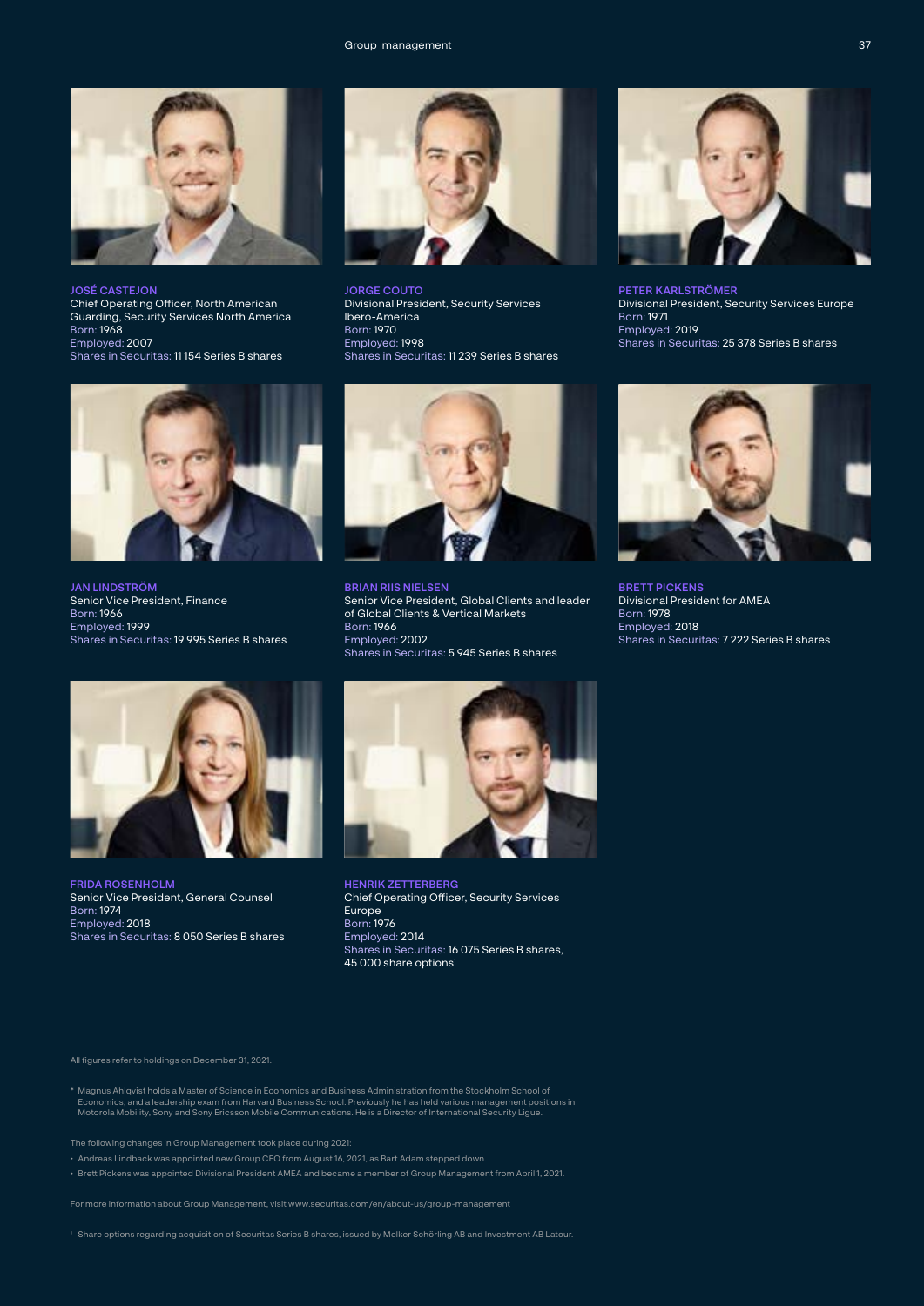**JOSÉ CASTEJON**
Chief Operating Officer, North American Guarding, Security Services North America
Born: 1968
Employed: 2007
Shares in Securitas: 11 154 Series B shares

**JORGE COUTO**
Divisional President, Security Services Ibero-America
Born: 1970
Employed: 1998
Shares in Securitas: 11 239 Series B shares

**PETER KARLSTRÖMER**
Divisional President, Security Services Europe
Born: 1971
Employed: 2019
Shares in Securitas: 25 378 Series B shares

**JAN LINDSTRÖM**
Senior Vice President, Finance
Born: 1966
Employed: 1999
Shares in Securitas: 19 995 Series B shares

**BRIAN RIIS NIELSEN**
Senior Vice President, Global Clients and leader of Global Clients & Vertical Markets
Born: 1966
Employed: 2002
Shares in Securitas: 5 945 Series B shares

**BRETT PICKENS**
Divisional President for AMEA
Born: 1978
Employed: 2018
Shares in Securitas: 7 222 Series B shares

**FRIDA ROSENHOLM**
Senior Vice President, General Counsel
Born: 1974
Employed: 2018
Shares in Securitas: 8 050 Series B shares

**HENRIK ZETTERBERG**
Chief Operating Officer, Security Services Europe
Born: 1976
Employed: 2014
Shares in Securitas: 16 075 Series B shares, 45 000 share options[1]

All figures refer to holdings on December 31, 2021.

* Magnus Ahlqvist holds a Master of Science in Economics and Business Administration from the Stockholm School of Economics, and a leadership exam from Harvard Business School. Previously he has held various management positions in Motorola Mobility, Sony and Sony Ericsson Mobile Communications. He is a Director of International Security Ligue.

The following changes in Group Management took place during 2021:

- Andreas Lindback was appointed new Group CFO from August 16, 2021, as Bart Adam stepped down.
- Brett Pickens was appointed Divisional President AMEA and became a member of Group Management from April 1, 2021.

For more information about Group Management, visit www.securitas.com/en/about-us/group-management

[1] Share options regarding acquisition of Securitas Series B shares, issued by Melker Schörling AB and Investment AB Latour.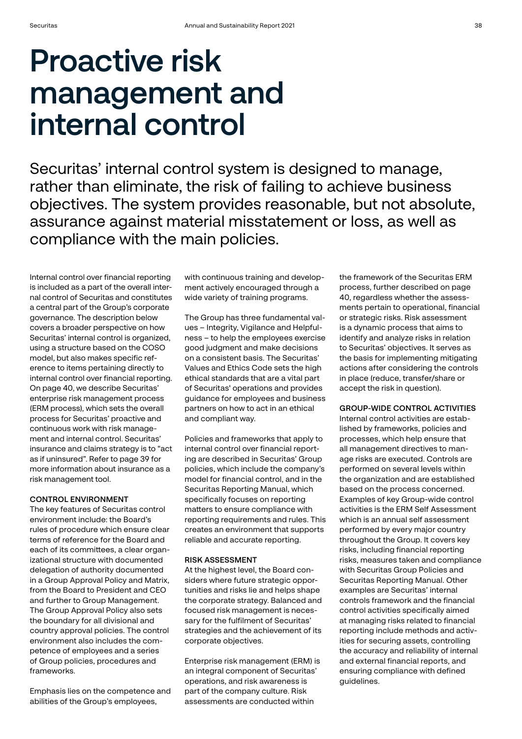# Proactive risk management and internal control

Securitas' internal control system is designed to manage, rather than eliminate, the risk of failing to achieve business objectives. The system provides reasonable, but not absolute, assurance against material misstatement or loss, as well as compliance with the main policies.

Internal control over financial reporting is included as a part of the overall internal control of Securitas and constitutes a central part of the Group's corporate governance. The description below covers a broader perspective on how Securitas' internal control is organized, using a structure based on the COSO model, but also makes specific reference to items pertaining directly to internal control over financial reporting. On page 40, we describe Securitas' enterprise risk management process (ERM process), which sets the overall process for Securitas' proactive and continuous work with risk management and internal control. Securitas' insurance and claims strategy is to "act as if uninsured". Refer to page 39 for more information about insurance as a risk management tool.

#### CONTROL ENVIRONMENT

The key features of Securitas control environment include: the Board's rules of procedure which ensure clear terms of reference for the Board and each of its committees, a clear organizational structure with documented delegation of authority documented in a Group Approval Policy and Matrix, from the Board to President and CEO and further to Group Management. The Group Approval Policy also sets the boundary for all divisional and country approval policies. The control environment also includes the competence of employees and a series of Group policies, procedures and frameworks.

Emphasis lies on the competence and abilities of the Group's employees, with continuous training and development actively encouraged through a wide variety of training programs.

The Group has three fundamental values – Integrity, Vigilance and Helpfulness – to help the employees exercise good judgment and make decisions on a consistent basis. The Securitas' Values and Ethics Code sets the high ethical standards that are a vital part of Securitas' operations and provides guidance for employees and business partners on how to act in an ethical and compliant way.

Policies and frameworks that apply to internal control over financial reporting are described in Securitas' Group policies, which include the company's model for financial control, and in the Securitas Reporting Manual, which specifically focuses on reporting matters to ensure compliance with reporting requirements and rules. This creates an environment that supports reliable and accurate reporting.

#### RISK ASSESSMENT

At the highest level, the Board considers where future strategic opportunities and risks lie and helps shape the corporate strategy. Balanced and focused risk management is necessary for the fulfilment of Securitas' strategies and the achievement of its corporate objectives.

Enterprise risk management (ERM) is an integral component of Securitas' operations, and risk awareness is part of the company culture. Risk assessments are conducted within the framework of the Securitas ERM process, further described on page 40, regardless whether the assessments pertain to operational, financial or strategic risks. Risk assessment is a dynamic process that aims to identify and analyze risks in relation to Securitas' objectives. It serves as the basis for implementing mitigating actions after considering the controls in place (reduce, transfer/share or accept the risk in question).

#### GROUP-WIDE CONTROL ACTIVITIES

Internal control activities are established by frameworks, policies and processes, which help ensure that all management directives to manage risks are executed. Controls are performed on several levels within the organization and are established based on the process concerned. Examples of key Group-wide control activities is the ERM Self Assessment which is an annual self assessment performed by every major country throughout the Group. It covers key risks, including financial reporting risks, measures taken and compliance with Securitas Group Policies and Securitas Reporting Manual. Other examples are Securitas' internal controls framework and the financial control activities specifically aimed at managing risks related to financial reporting include methods and activities for securing assets, controlling the accuracy and reliability of internal and external financial reports, and ensuring compliance with defined guidelines.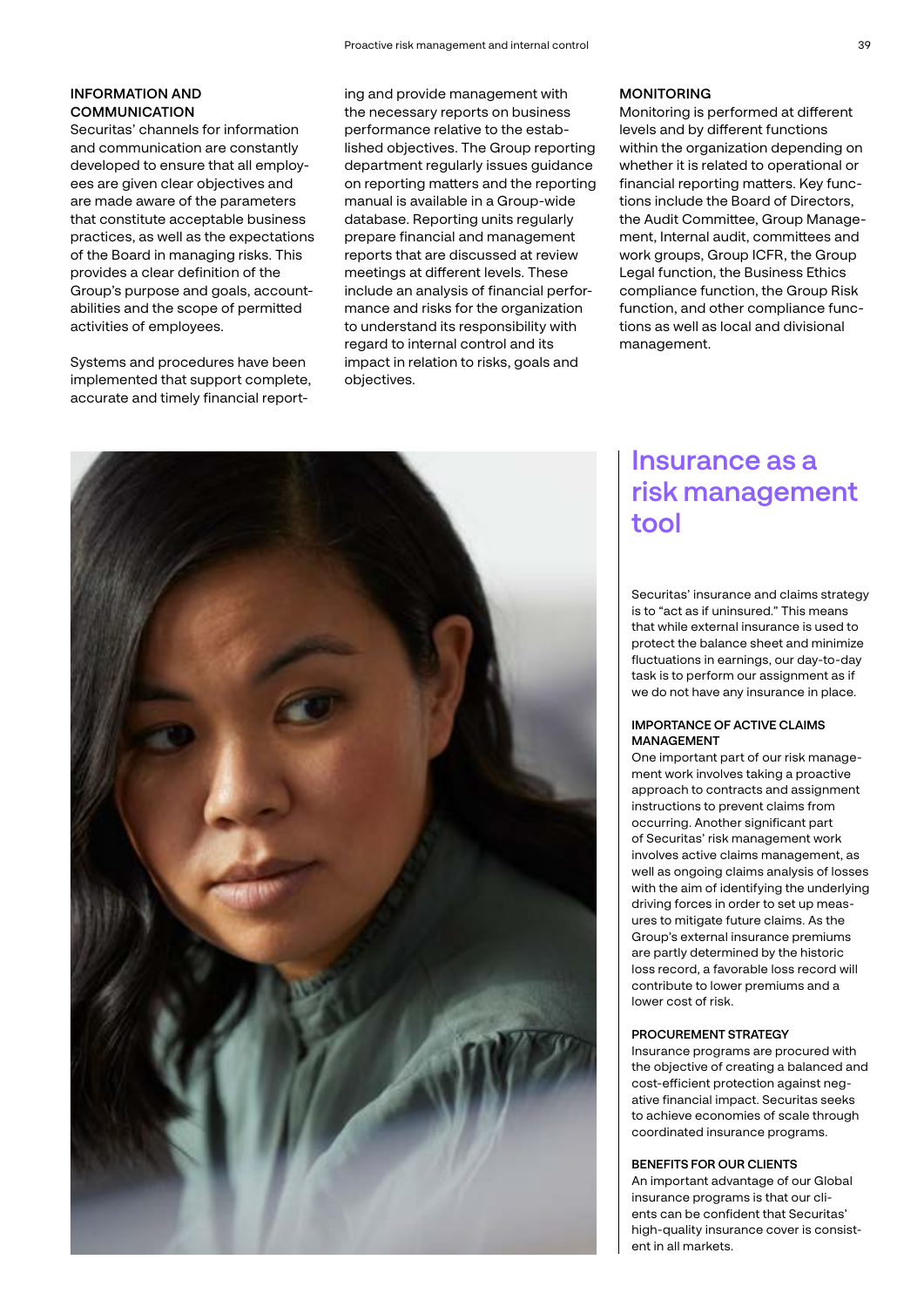### INFORMATION AND COMMUNICATION

Securitas' channels for information and communication are constantly developed to ensure that all employees are given clear objectives and are made aware of the parameters that constitute acceptable business practices, as well as the expectations of the Board in managing risks. This provides a clear definition of the Group's purpose and goals, accountabilities and the scope of permitted activities of employees.

Systems and procedures have been implemented that support complete, accurate and timely financial reporting and provide management with the necessary reports on business performance relative to the established objectives. The Group reporting department regularly issues guidance on reporting matters and the reporting manual is available in a Group-wide database. Reporting units regularly prepare financial and management reports that are discussed at review meetings at different levels. These include an analysis of financial performance and risks for the organization to understand its responsibility with regard to internal control and its impact in relation to risks, goals and objectives.

### MONITORING

Monitoring is performed at different levels and by different functions within the organization depending on whether it is related to operational or financial reporting matters. Key functions include the Board of Directors, the Audit Committee, Group Management, Internal audit, committees and work groups, Group ICFR, the Group Legal function, the Business Ethics compliance function, the Group Risk function, and other compliance functions as well as local and divisional management.

## Insurance as a risk management tool

Securitas' insurance and claims strategy is to "act as if uninsured." This means that while external insurance is used to protect the balance sheet and minimize fluctuations in earnings, our day-to-day task is to perform our assignment as if we do not have any insurance in place.

### IMPORTANCE OF ACTIVE CLAIMS MANAGEMENT

One important part of our risk management work involves taking a proactive approach to contracts and assignment instructions to prevent claims from occurring. Another significant part of Securitas' risk management work involves active claims management, as well as ongoing claims analysis of losses with the aim of identifying the underlying driving forces in order to set up measures to mitigate future claims. As the Group's external insurance premiums are partly determined by the historic loss record, a favorable loss record will contribute to lower premiums and a lower cost of risk.

### PROCUREMENT STRATEGY

Insurance programs are procured with the objective of creating a balanced and cost-efficient protection against negative financial impact. Securitas seeks to achieve economies of scale through coordinated insurance programs.

### BENEFITS FOR OUR CLIENTS

An important advantage of our Global insurance programs is that our clients can be confident that Securitas' high-quality insurance cover is consistent in all markets.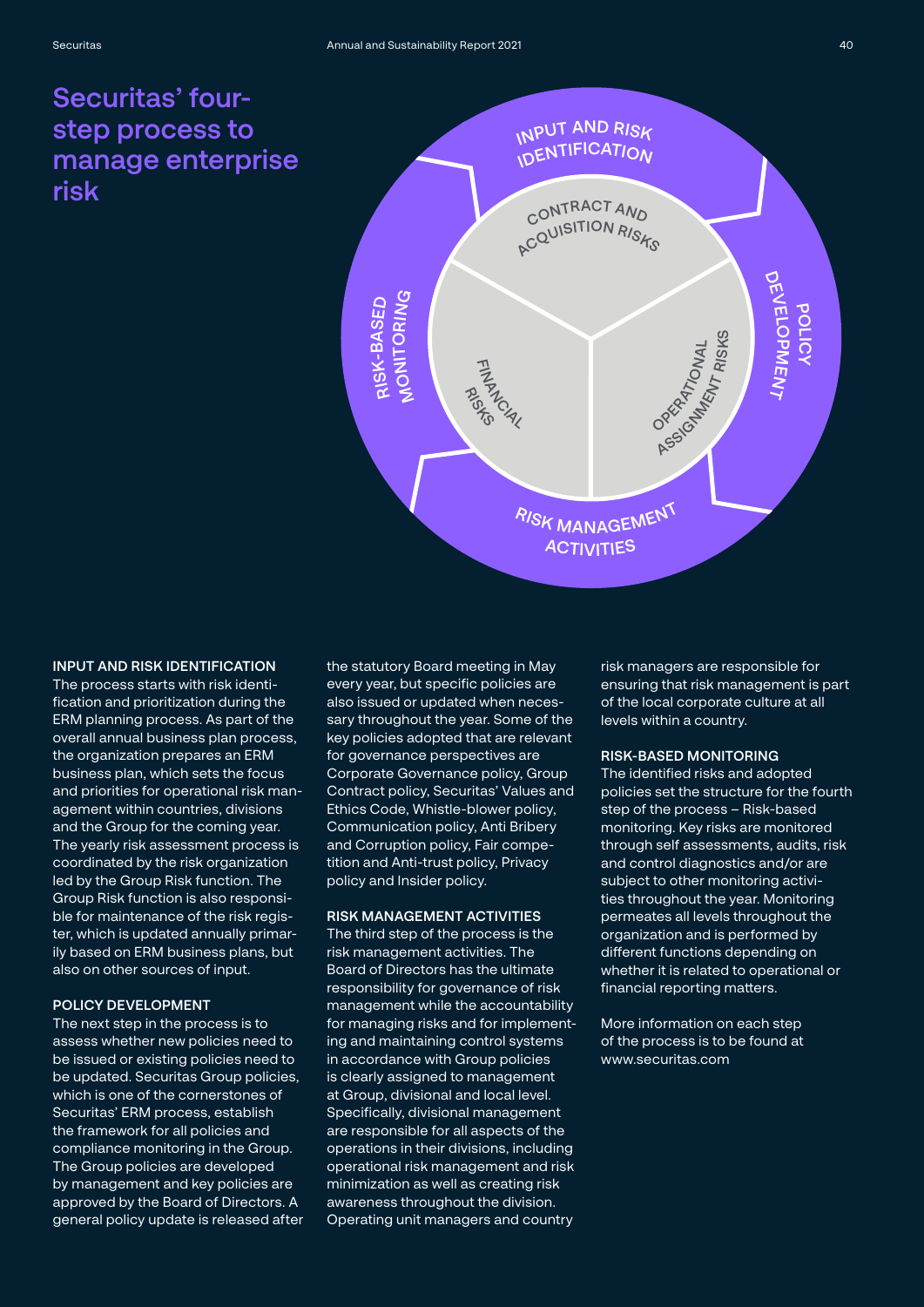# Securitas' four-step process to manage enterprise risk

INPUT AND RISK IDENTIFICATION

CONTRACT AND ACQUISITION RISKS

POLICY DEVELOPMENT

OPERATIONAL ASSIGNMENT RISKS

RISK MANAGEMENT ACTIVITIES

FINANCIAL RISKS

RISK-BASED MONITORING

### INPUT AND RISK IDENTIFICATION

The process starts with risk identification and prioritization during the ERM planning process. As part of the overall annual business plan process, the organization prepares an ERM business plan, which sets the focus and priorities for operational risk management within countries, divisions and the Group for the coming year. The yearly risk assessment process is coordinated by the risk organization led by the Group Risk function. The Group Risk function is also responsible for maintenance of the risk register, which is updated annually primarily based on ERM business plans, but also on other sources of input.

### POLICY DEVELOPMENT

The next step in the process is to assess whether new policies need to be issued or existing policies need to be updated. Securitas Group policies, which is one of the cornerstones of Securitas' ERM process, establish the framework for all policies and compliance monitoring in the Group. The Group policies are developed by management and key policies are approved by the Board of Directors. A general policy update is released after the statutory Board meeting in May every year, but specific policies are also issued or updated when necessary throughout the year. Some of the key policies adopted that are relevant for governance perspectives are Corporate Governance policy, Group Contract policy, Securitas' Values and Ethics Code, Whistle-blower policy, Communication policy, Anti Bribery and Corruption policy, Fair competition and Anti-trust policy, Privacy policy and Insider policy.

### RISK MANAGEMENT ACTIVITIES

The third step of the process is the risk management activities. The Board of Directors has the ultimate responsibility for governance of risk management while the accountability for managing risks and for implementing and maintaining control systems in accordance with Group policies is clearly assigned to management at Group, divisional and local level. Specifically, divisional management are responsible for all aspects of the operations in their divisions, including operational risk management and risk minimization as well as creating risk awareness throughout the division. Operating unit managers and country risk managers are responsible for ensuring that risk management is part of the local corporate culture at all levels within a country.

### RISK-BASED MONITORING

The identified risks and adopted policies set the structure for the fourth step of the process – Risk-based monitoring. Key risks are monitored through self assessments, audits, risk and control diagnostics and/or are subject to other monitoring activities throughout the year. Monitoring permeates all levels throughout the organization and is performed by different functions depending on whether it is related to operational or financial reporting matters.

More information on each step of the process is to be found at www.securitas.com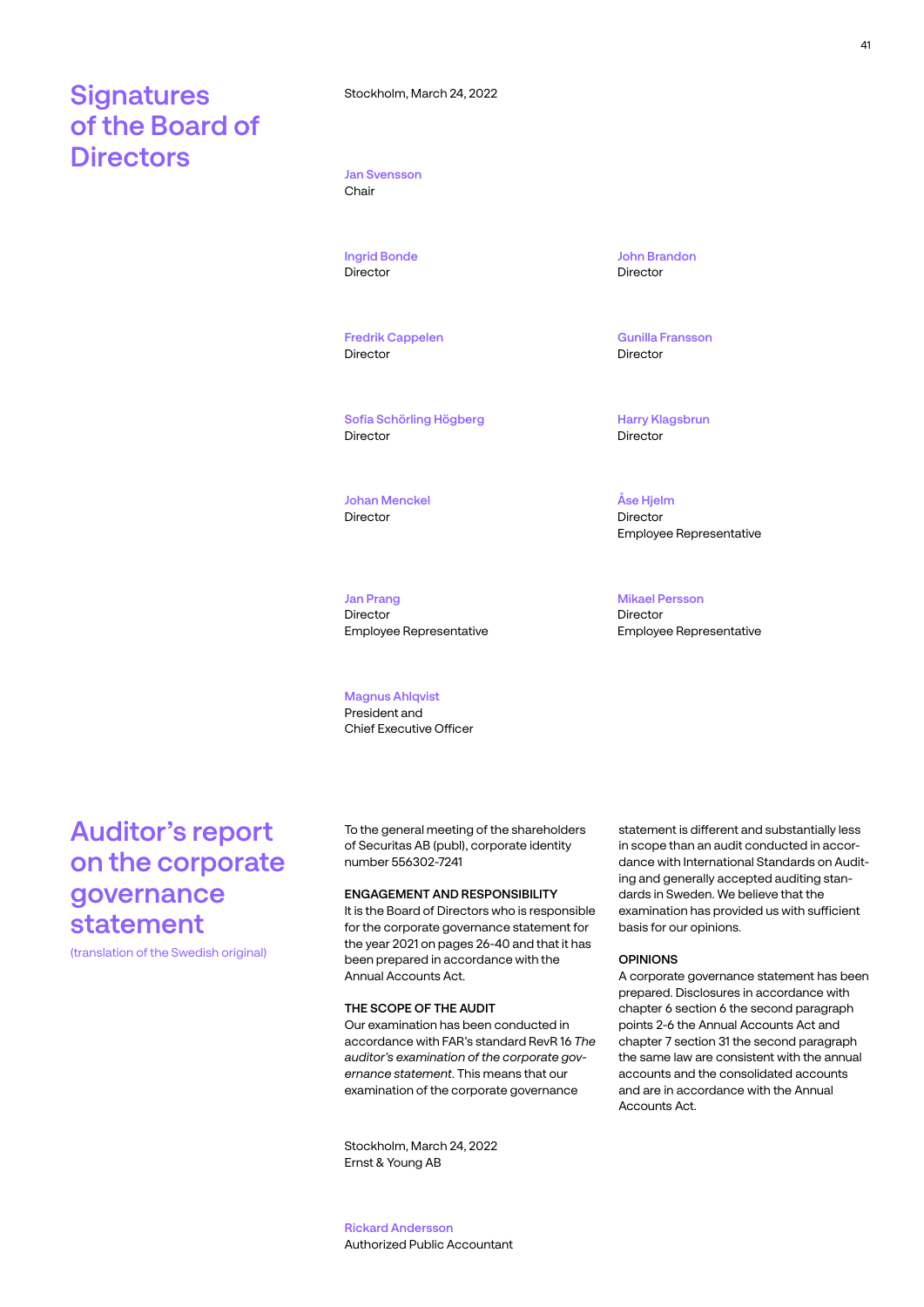# Signatures of the Board of Directors

Stockholm, March 24, 2022

Jan Svensson
Chair

Ingrid Bonde
Director

John Brandon
Director

Fredrik Cappelen
Director

Gunilla Fransson
Director

Sofia Schörling Högberg
Director

Harry Klagsbrun
Director

Johan Menckel
Director

Åse Hjelm
Director
Employee Representative

Jan Prang
Director
Employee Representative

Mikael Persson
Director
Employee Representative

Magnus Ahlqvist
President and
Chief Executive Officer

# Auditor's report on the corporate governance statement

(translation of the Swedish original)

To the general meeting of the shareholders of Securitas AB (publ), corporate identity number 556302-7241

**ENGAGEMENT AND RESPONSIBILITY**

It is the Board of Directors who is responsible for the corporate governance statement for the year 2021 on pages 26-40 and that it has been prepared in accordance with the Annual Accounts Act.

**THE SCOPE OF THE AUDIT**

Our examination has been conducted in accordance with FAR's standard RevR 16 *The auditor's examination of the corporate governance statement*. This means that our examination of the corporate governance statement is different and substantially less in scope than an audit conducted in accordance with International Standards on Auditing and generally accepted auditing standards in Sweden. We believe that the examination has provided us with sufficient basis for our opinions.

**OPINIONS**

A corporate governance statement has been prepared. Disclosures in accordance with chapter 6 section 6 the second paragraph points 2-6 the Annual Accounts Act and chapter 7 section 31 the second paragraph the same law are consistent with the annual accounts and the consolidated accounts and are in accordance with the Annual Accounts Act.

Stockholm, March 24, 2022
Ernst & Young AB

Rickard Andersson
Authorized Public Accountant